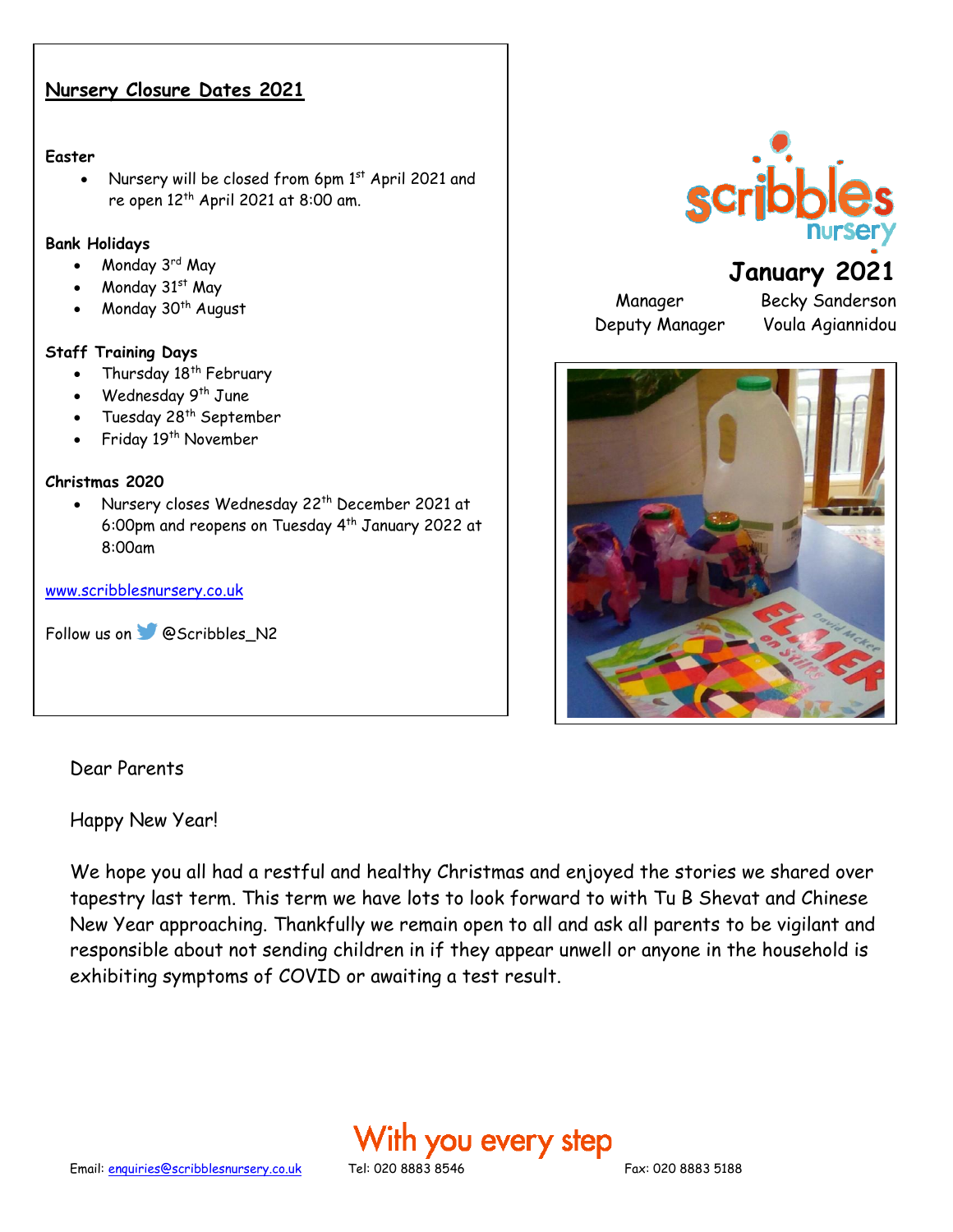## Nursery Closure Dates 2021

**Easter**

- Nursery will be closed from 6pm 1st April 2021 and re open 12th April 2021 at 8:00 am.

**Bank Holidays**

- Monday 3rd May
- Monday 31st May
- Monday 30th August

**Staff Training Days**

- Thursday 18th February
- Wednesday 9th June
- Tuesday 28th September
- Friday 19th November

**Christmas 2020**

- Nursery closes Wednesday 22th December 2021 at 6:00pm and reopens on Tuesday 4th January 2022 at 8:00am

www.scribblesnursery.co.uk

Follow us on @Scribbles_N2

scribbles nursery

# January 2021

| Manager | Becky Sanderson |
| --- | --- |
| Deputy Manager | Voula Agiannidou |

Dear Parents

Happy New Year!

We hope you all had a restful and healthy Christmas and enjoyed the stories we shared over tapestry last term. This term we have lots to look forward to with Tu B Shevat and Chinese New Year approaching. Thankfully we remain open to all and ask all parents to be vigilant and responsible about not sending children in if they appear unwell or anyone in the household is exhibiting symptoms of COVID or awaiting a test result.

With you every step

Email: enquiries@scribblesnursery.co.uk Tel: 020 8883 8546 Fax: 020 8883 5188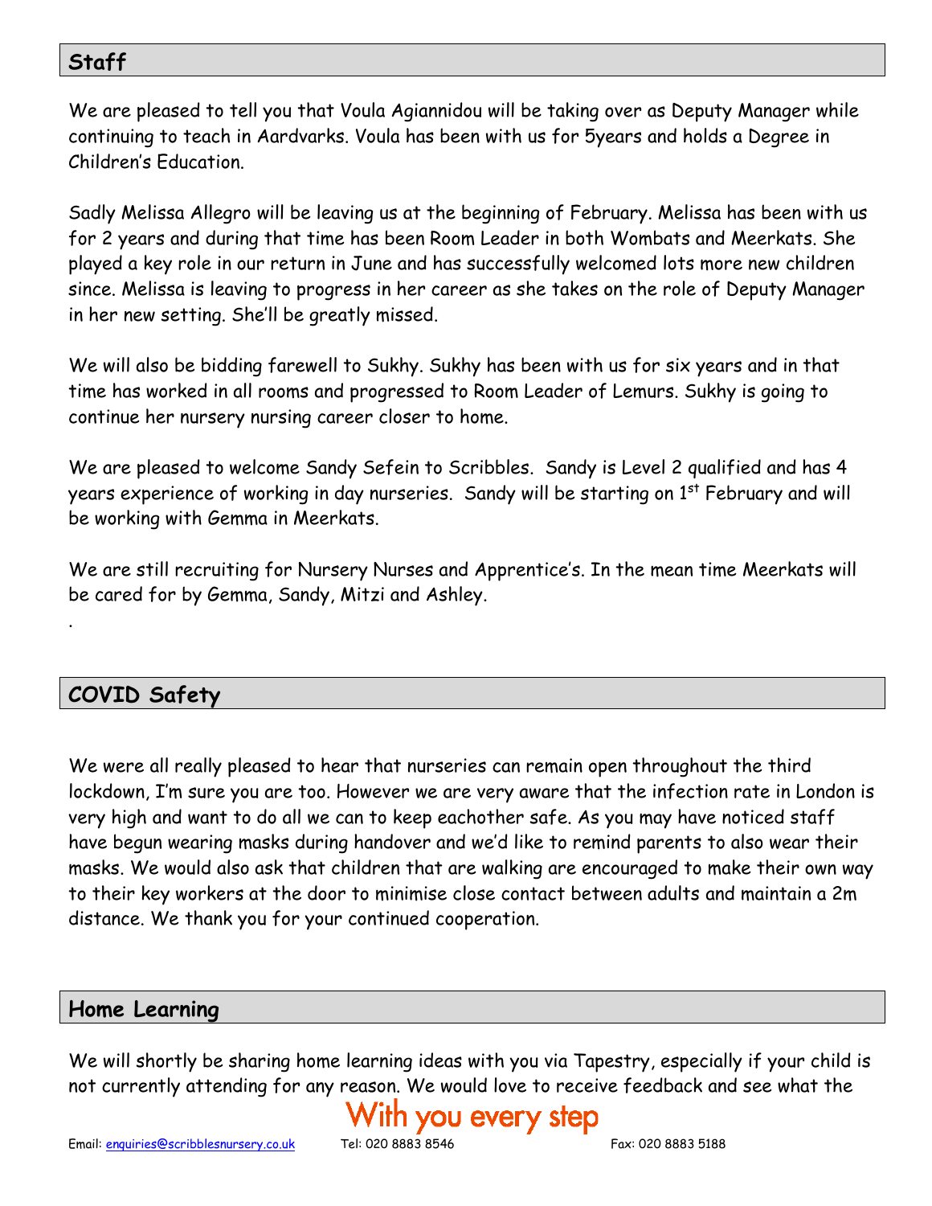## Staff

We are pleased to tell you that Voula Agiannidou will be taking over as Deputy Manager while continuing to teach in Aardvarks. Voula has been with us for 5years and holds a Degree in Children's Education.

Sadly Melissa Allegro will be leaving us at the beginning of February. Melissa has been with us for 2 years and during that time has been Room Leader in both Wombats and Meerkats. She played a key role in our return in June and has successfully welcomed lots more new children since. Melissa is leaving to progress in her career as she takes on the role of Deputy Manager in her new setting. She'll be greatly missed.

We will also be bidding farewell to Sukhy. Sukhy has been with us for six years and in that time has worked in all rooms and progressed to Room Leader of Lemurs. Sukhy is going to continue her nursery nursing career closer to home.

We are pleased to welcome Sandy Sefein to Scribbles. Sandy is Level 2 qualified and has 4 years experience of working in day nurseries. Sandy will be starting on 1st February and will be working with Gemma in Meerkats.

We are still recruiting for Nursery Nurses and Apprentice's. In the mean time Meerkats will be cared for by Gemma, Sandy, Mitzi and Ashley.

.

## COVID Safety

We were all really pleased to hear that nurseries can remain open throughout the third lockdown, I'm sure you are too. However we are very aware that the infection rate in London is very high and want to do all we can to keep eachother safe. As you may have noticed staff have begun wearing masks during handover and we'd like to remind parents to also wear their masks. We would also ask that children that are walking are encouraged to make their own way to their key workers at the door to minimise close contact between adults and maintain a 2m distance. We thank you for your continued cooperation.

## Home Learning

We will shortly be sharing home learning ideas with you via Tapestry, especially if your child is not currently attending for any reason. We would love to receive feedback and see what the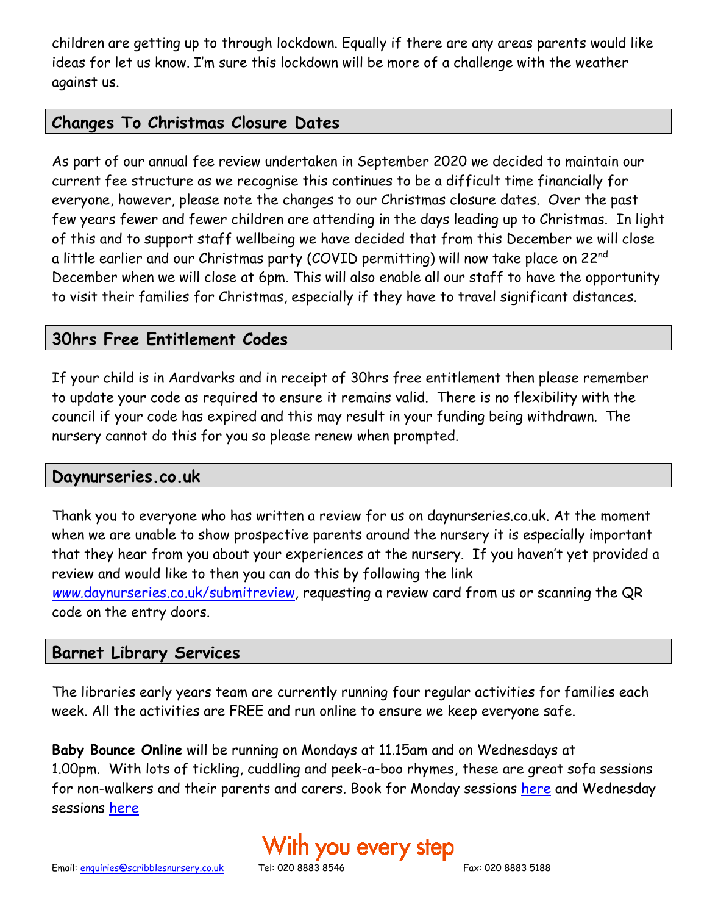children are getting up to through lockdown. Equally if there are any areas parents would like ideas for let us know. I'm sure this lockdown will be more of a challenge with the weather against us.

## Changes To Christmas Closure Dates

As part of our annual fee review undertaken in September 2020 we decided to maintain our current fee structure as we recognise this continues to be a difficult time financially for everyone, however, please note the changes to our Christmas closure dates. Over the past few years fewer and fewer children are attending in the days leading up to Christmas. In light of this and to support staff wellbeing we have decided that from this December we will close a little earlier and our Christmas party (COVID permitting) will now take place on 22nd December when we will close at 6pm. This will also enable all our staff to have the opportunity to visit their families for Christmas, especially if they have to travel significant distances.

## 30hrs Free Entitlement Codes

If your child is in Aardvarks and in receipt of 30hrs free entitlement then please remember to update your code as required to ensure it remains valid. There is no flexibility with the council if your code has expired and this may result in your funding being withdrawn. The nursery cannot do this for you so please renew when prompted.

## Daynurseries.co.uk

Thank you to everyone who has written a review for us on daynurseries.co.uk. At the moment when we are unable to show prospective parents around the nursery it is especially important that they hear from you about your experiences at the nursery. If you haven't yet provided a review and would like to then you can do this by following the link www.daynurseries.co.uk/submitreview, requesting a review card from us or scanning the QR code on the entry doors.

## Barnet Library Services

The libraries early years team are currently running four regular activities for families each week. All the activities are FREE and run online to ensure we keep everyone safe.

**Baby Bounce Online** will be running on Mondays at 11.15am and on Wednesdays at 1.00pm. With lots of tickling, cuddling and peek-a-boo rhymes, these are great sofa sessions for non-walkers and their parents and carers. Book for Monday sessions here and Wednesday sessions here

With you every step

Email: enquiries@scribblesnursery.co.uk Tel: 020 8883 8546 Fax: 020 8883 5188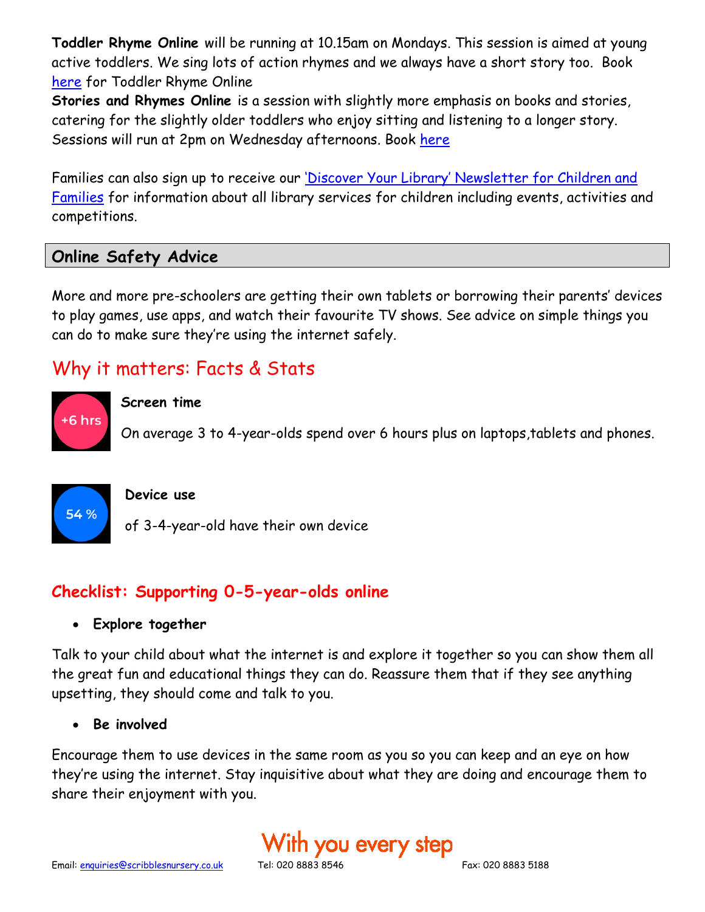**Toddler Rhyme Online** will be running at 10.15am on Mondays. This session is aimed at young active toddlers. We sing lots of action rhymes and we always have a short story too. Book here for Toddler Rhyme Online

**Stories and Rhymes Online** is a session with slightly more emphasis on books and stories, catering for the slightly older toddlers who enjoy sitting and listening to a longer story. Sessions will run at 2pm on Wednesday afternoons. Book here

Families can also sign up to receive our 'Discover Your Library' Newsletter for Children and Families for information about all library services for children including events, activities and competitions.

## Online Safety Advice

More and more pre-schoolers are getting their own tablets or borrowing their parents' devices to play games, use apps, and watch their favourite TV shows. See advice on simple things you can do to make sure they're using the internet safely.

## Why it matters: Facts & Stats

+6 hrs

**Screen time**

On average 3 to 4-year-olds spend over 6 hours plus on laptops,tablets and phones.

54 %

**Device use**

of 3-4-year-old have their own device

### Checklist: Supporting 0-5-year-olds online

- **Explore together**

Talk to your child about what the internet is and explore it together so you can show them all the great fun and educational things they can do. Reassure them that if they see anything upsetting, they should come and talk to you.

- **Be involved**

Encourage them to use devices in the same room as you so you can keep and an eye on how they're using the internet. Stay inquisitive about what they are doing and encourage them to share their enjoyment with you.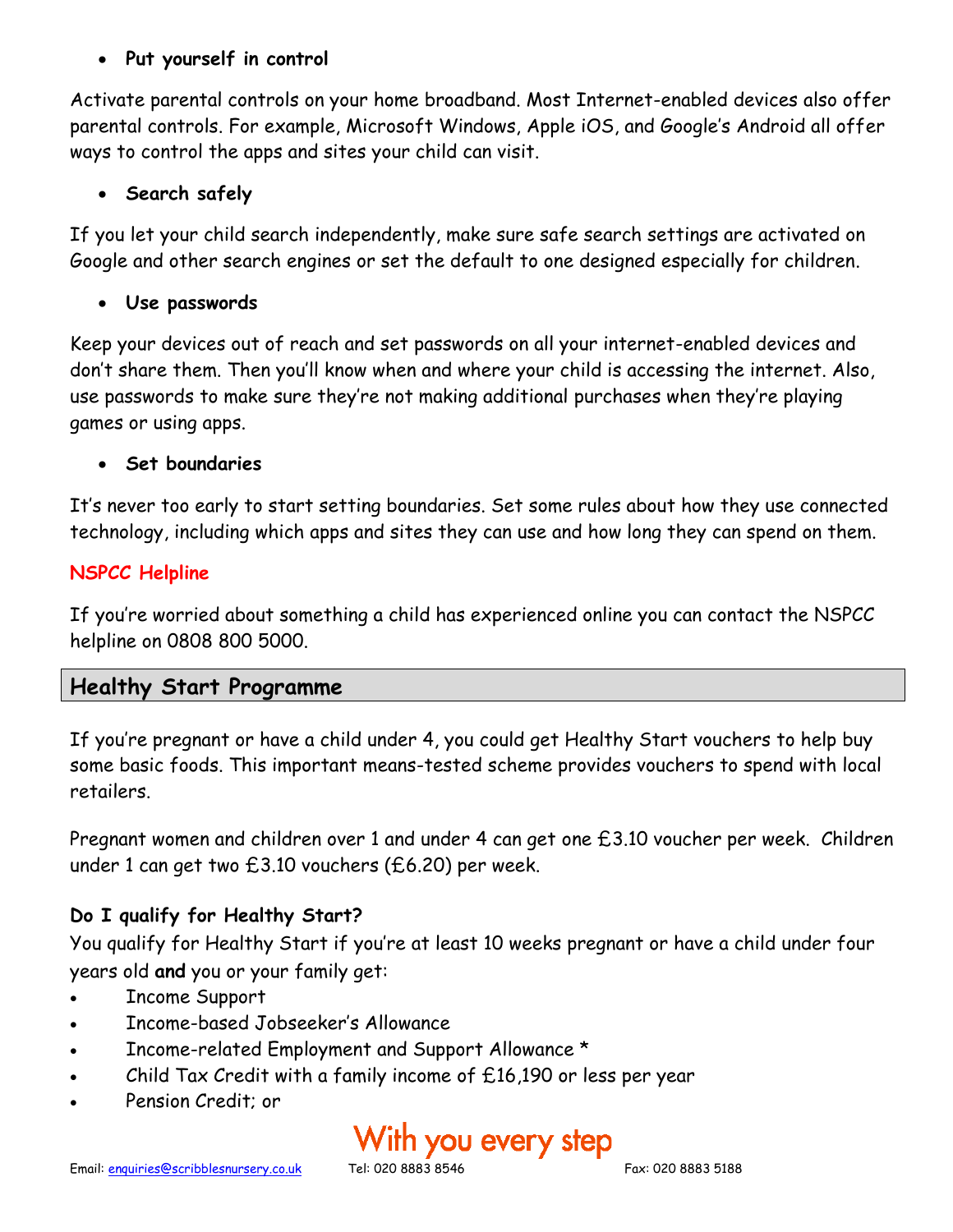- **Put yourself in control**

Activate parental controls on your home broadband. Most Internet-enabled devices also offer parental controls. For example, Microsoft Windows, Apple iOS, and Google's Android all offer ways to control the apps and sites your child can visit.

- **Search safely**

If you let your child search independently, make sure safe search settings are activated on Google and other search engines or set the default to one designed especially for children.

- **Use passwords**

Keep your devices out of reach and set passwords on all your internet-enabled devices and don't share them. Then you'll know when and where your child is accessing the internet. Also, use passwords to make sure they're not making additional purchases when they're playing games or using apps.

- **Set boundaries**

It's never too early to start setting boundaries. Set some rules about how they use connected technology, including which apps and sites they can use and how long they can spend on them.

**NSPCC Helpline**

If you're worried about something a child has experienced online you can contact the NSPCC helpline on 0808 800 5000.

## Healthy Start Programme

If you're pregnant or have a child under 4, you could get Healthy Start vouchers to help buy some basic foods. This important means-tested scheme provides vouchers to spend with local retailers.

Pregnant women and children over 1 and under 4 can get one £3.10 voucher per week. Children under 1 can get two £3.10 vouchers (£6.20) per week.

**Do I qualify for Healthy Start?**
You qualify for Healthy Start if you're at least 10 weeks pregnant or have a child under four years old **and** you or your family get:

- Income Support
- Income-based Jobseeker's Allowance
- Income-related Employment and Support Allowance *
- Child Tax Credit with a family income of £16,190 or less per year
- Pension Credit; or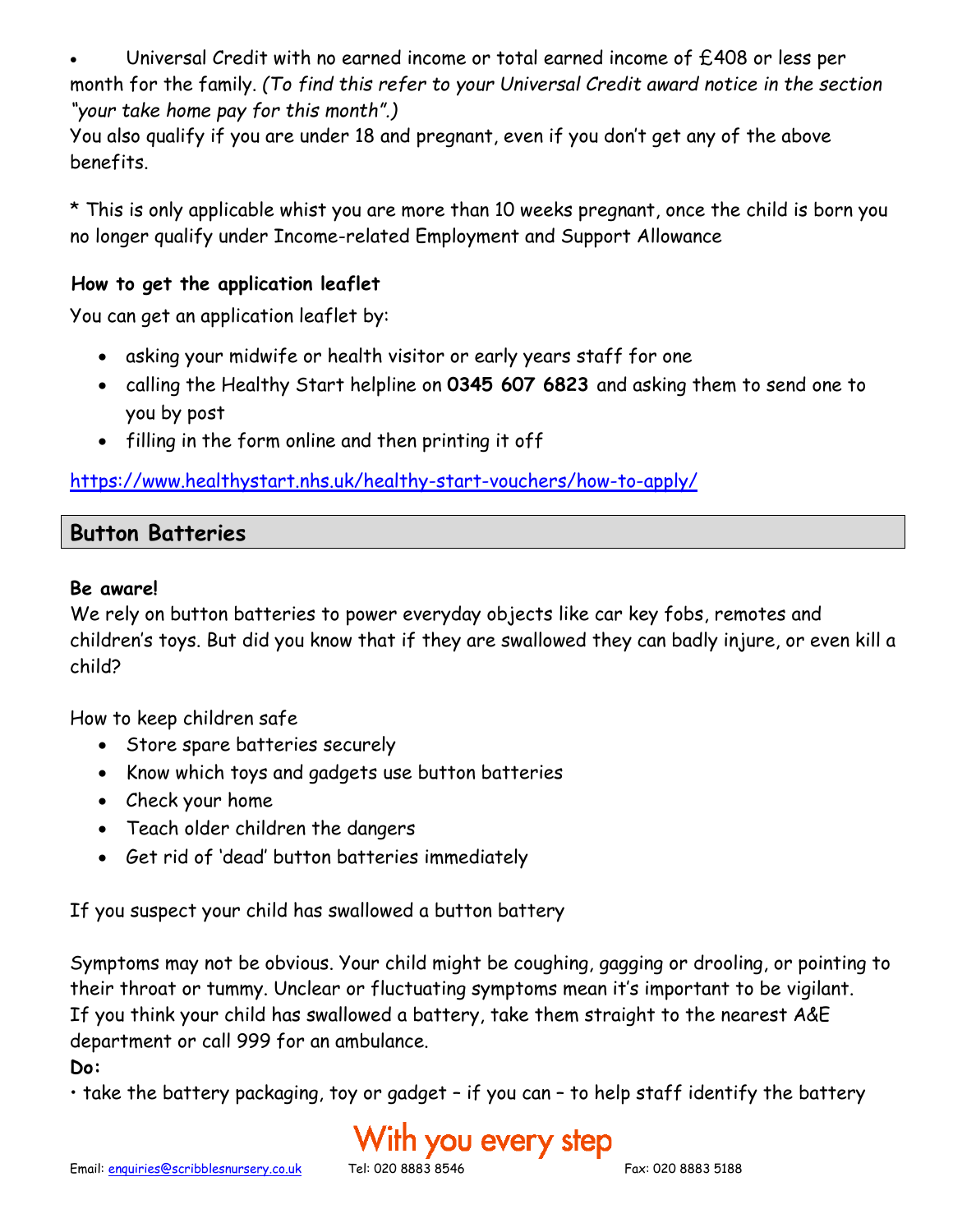- Universal Credit with no earned income or total earned income of £408 or less per month for the family. *(To find this refer to your Universal Credit award notice in the section "your take home pay for this month".)*

You also qualify if you are under 18 and pregnant, even if you don't get any of the above benefits.

* This is only applicable whist you are more than 10 weeks pregnant, once the child is born you no longer qualify under Income-related Employment and Support Allowance

**How to get the application leaflet**

You can get an application leaflet by:

- asking your midwife or health visitor or early years staff for one
- calling the Healthy Start helpline on **0345 607 6823** and asking them to send one to you by post
- filling in the form online and then printing it off

https://www.healthystart.nhs.uk/healthy-start-vouchers/how-to-apply/

## Button Batteries

**Be aware!**

We rely on button batteries to power everyday objects like car key fobs, remotes and children's toys. But did you know that if they are swallowed they can badly injure, or even kill a child?

How to keep children safe

- Store spare batteries securely
- Know which toys and gadgets use button batteries
- Check your home
- Teach older children the dangers
- Get rid of 'dead' button batteries immediately

If you suspect your child has swallowed a button battery

Symptoms may not be obvious. Your child might be coughing, gagging or drooling, or pointing to their throat or tummy. Unclear or fluctuating symptoms mean it's important to be vigilant.
If you think your child has swallowed a battery, take them straight to the nearest A&E department or call 999 for an ambulance.

**Do:**

• take the battery packaging, toy or gadget – if you can – to help staff identify the battery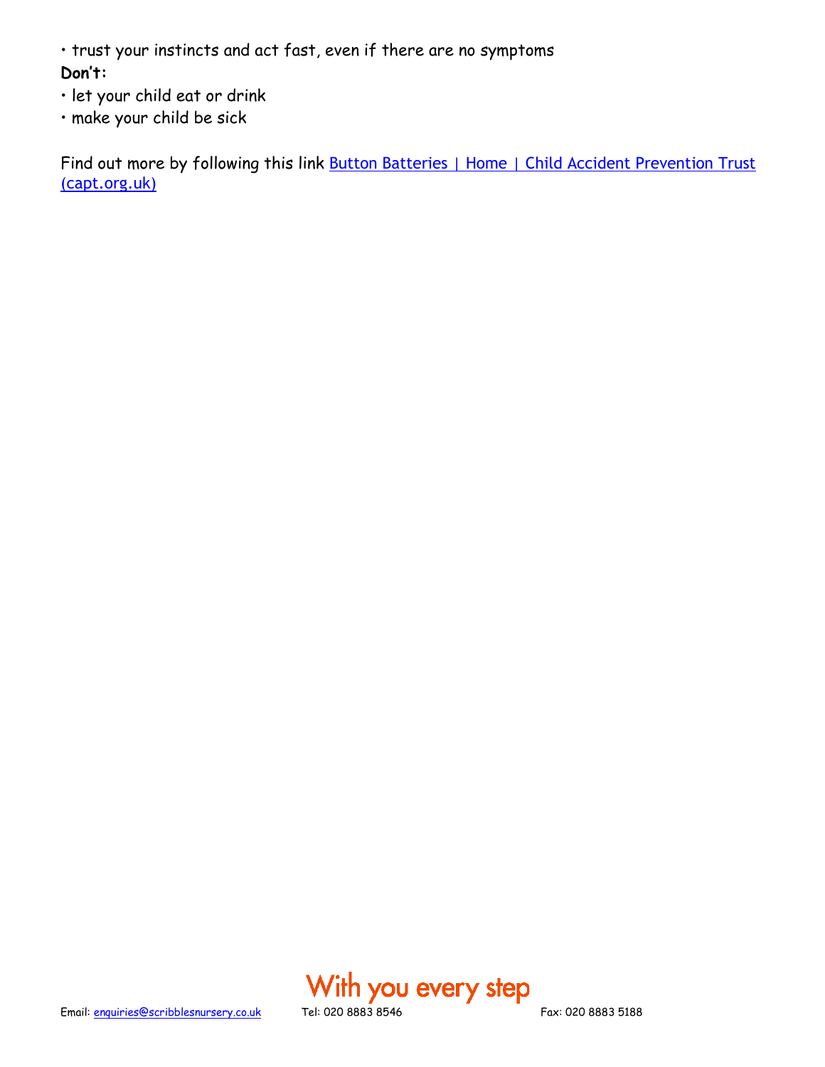• trust your instincts and act fast, even if there are no symptoms

**Don't:**

• let your child eat or drink

• make your child be sick

Find out more by following this link [Button Batteries | Home | Child Accident Prevention Trust (capt.org.uk)](https://capt.org.uk)